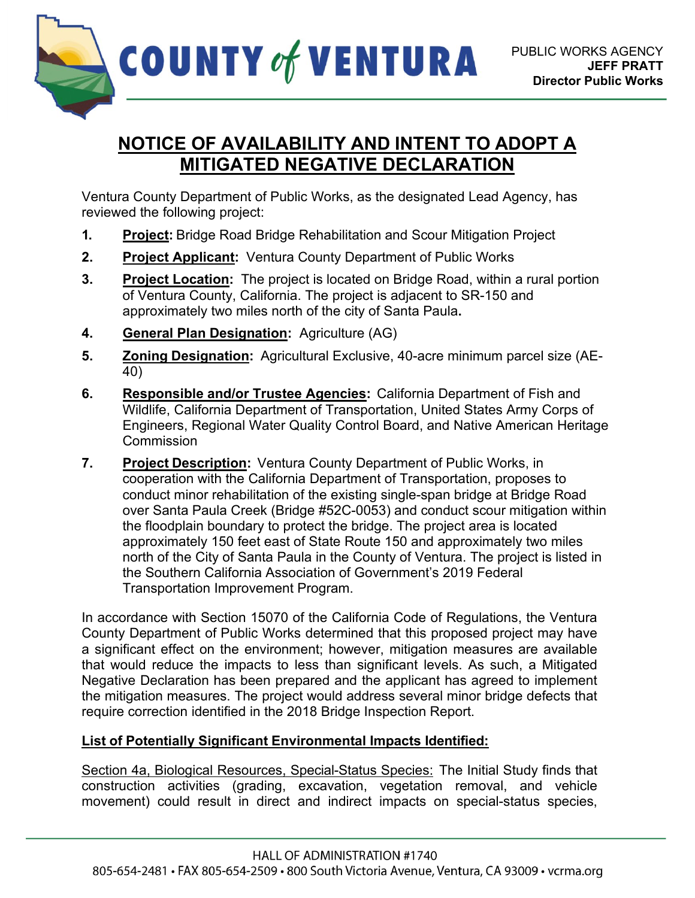COUNTY of VENTURA

PUBLIC WORKS AGENCY
**JEFF PRATT**
**Director Public Works**

# NOTICE OF AVAILABILITY AND INTENT TO ADOPT A MITIGATED NEGATIVE DECLARATION

Ventura County Department of Public Works, as the designated Lead Agency, has reviewed the following project:

1. **Project:** Bridge Road Bridge Rehabilitation and Scour Mitigation Project
2. **Project Applicant:** Ventura County Department of Public Works
3. **Project Location:** The project is located on Bridge Road, within a rural portion of Ventura County, California. The project is adjacent to SR-150 and approximately two miles north of the city of Santa Paula**.**
4. **General Plan Designation:** Agriculture (AG)
5. **Zoning Designation:** Agricultural Exclusive, 40-acre minimum parcel size (AE-40)
6. **Responsible and/or Trustee Agencies:** California Department of Fish and Wildlife, California Department of Transportation, United States Army Corps of Engineers, Regional Water Quality Control Board, and Native American Heritage Commission
7. **Project Description:** Ventura County Department of Public Works, in cooperation with the California Department of Transportation, proposes to conduct minor rehabilitation of the existing single-span bridge at Bridge Road over Santa Paula Creek (Bridge #52C-0053) and conduct scour mitigation within the floodplain boundary to protect the bridge. The project area is located approximately 150 feet east of State Route 150 and approximately two miles north of the City of Santa Paula in the County of Ventura. The project is listed in the Southern California Association of Government's 2019 Federal Transportation Improvement Program.

In accordance with Section 15070 of the California Code of Regulations, the Ventura County Department of Public Works determined that this proposed project may have a significant effect on the environment; however, mitigation measures are available that would reduce the impacts to less than significant levels. As such, a Mitigated Negative Declaration has been prepared and the applicant has agreed to implement the mitigation measures. The project would address several minor bridge defects that require correction identified in the 2018 Bridge Inspection Report.

**List of Potentially Significant Environmental Impacts Identified:**

Section 4a, Biological Resources, Special-Status Species: The Initial Study finds that construction activities (grading, excavation, vegetation removal, and vehicle movement) could result in direct and indirect impacts on special-status species,

HALL OF ADMINISTRATION #1740
805-654-2481 • FAX 805-654-2509 • 800 South Victoria Avenue, Ventura, CA 93009 • vcrma.org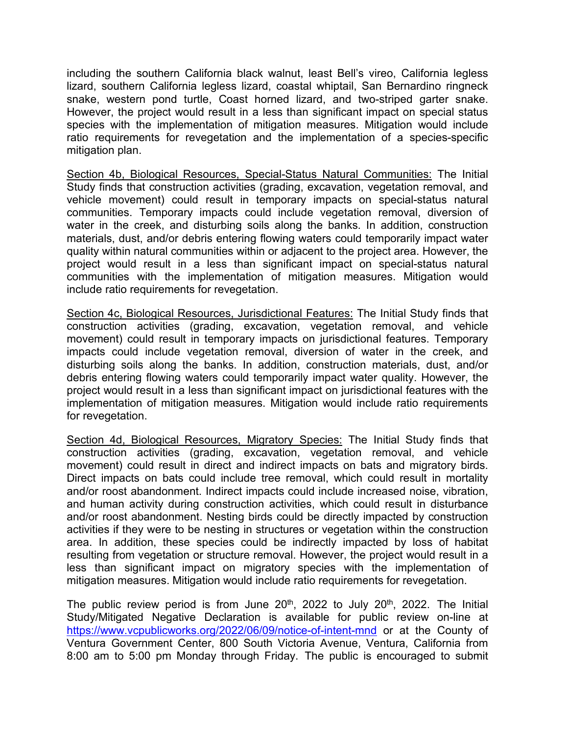including the southern California black walnut, least Bell's vireo, California legless lizard, southern California legless lizard, coastal whiptail, San Bernardino ringneck snake, western pond turtle, Coast horned lizard, and two-striped garter snake. However, the project would result in a less than significant impact on special status species with the implementation of mitigation measures. Mitigation would include ratio requirements for revegetation and the implementation of a species-specific mitigation plan.

<u>Section 4b, Biological Resources, Special-Status Natural Communities:</u> The Initial Study finds that construction activities (grading, excavation, vegetation removal, and vehicle movement) could result in temporary impacts on special-status natural communities. Temporary impacts could include vegetation removal, diversion of water in the creek, and disturbing soils along the banks. In addition, construction materials, dust, and/or debris entering flowing waters could temporarily impact water quality within natural communities within or adjacent to the project area. However, the project would result in a less than significant impact on special-status natural communities with the implementation of mitigation measures. Mitigation would include ratio requirements for revegetation.

<u>Section 4c, Biological Resources, Jurisdictional Features:</u> The Initial Study finds that construction activities (grading, excavation, vegetation removal, and vehicle movement) could result in temporary impacts on jurisdictional features. Temporary impacts could include vegetation removal, diversion of water in the creek, and disturbing soils along the banks. In addition, construction materials, dust, and/or debris entering flowing waters could temporarily impact water quality. However, the project would result in a less than significant impact on jurisdictional features with the implementation of mitigation measures. Mitigation would include ratio requirements for revegetation.

<u>Section 4d, Biological Resources, Migratory Species:</u> The Initial Study finds that construction activities (grading, excavation, vegetation removal, and vehicle movement) could result in direct and indirect impacts on bats and migratory birds. Direct impacts on bats could include tree removal, which could result in mortality and/or roost abandonment. Indirect impacts could include increased noise, vibration, and human activity during construction activities, which could result in disturbance and/or roost abandonment. Nesting birds could be directly impacted by construction activities if they were to be nesting in structures or vegetation within the construction area. In addition, these species could be indirectly impacted by loss of habitat resulting from vegetation or structure removal. However, the project would result in a less than significant impact on migratory species with the implementation of mitigation measures. Mitigation would include ratio requirements for revegetation.

The public review period is from June 20th, 2022 to July 20th, 2022. The Initial Study/Mitigated Negative Declaration is available for public review on-line at https://www.vcpublicworks.org/2022/06/09/notice-of-intent-mnd or at the County of Ventura Government Center, 800 South Victoria Avenue, Ventura, California from 8:00 am to 5:00 pm Monday through Friday. The public is encouraged to submit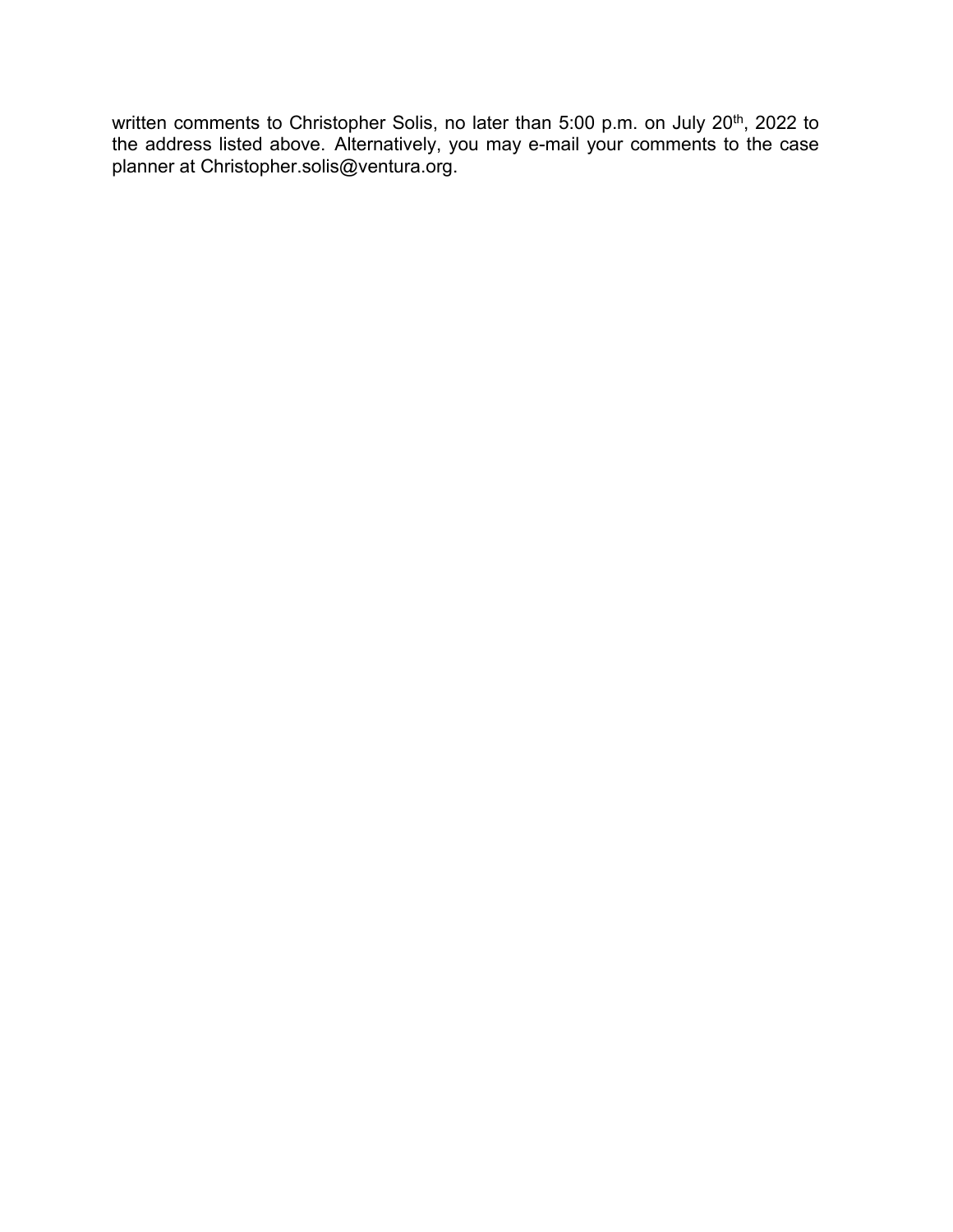written comments to Christopher Solis, no later than 5:00 p.m. on July 20th, 2022 to the address listed above. Alternatively, you may e-mail your comments to the case planner at Christopher.solis@ventura.org.